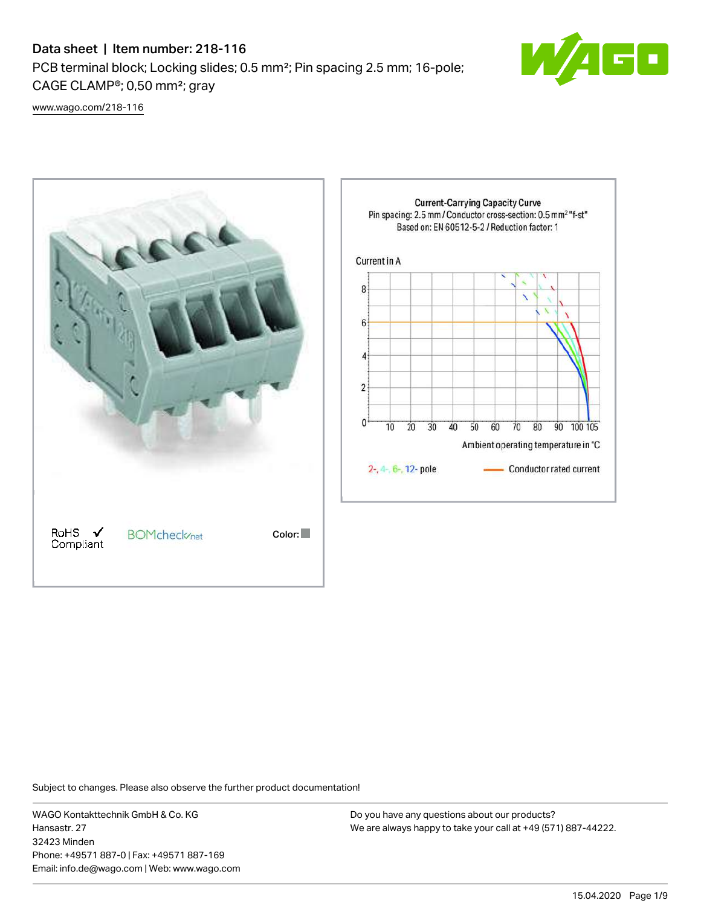# Data sheet | Item number: 218-116

PCB terminal block; Locking slides; 0.5 mm²; Pin spacing 2.5 mm; 16-pole; CAGE CLAMP®; 0,50 mm²; gray

www.wago.com/218-116

RoHS ✓ Compliant

BOMcheck.net

Color:

**Current-Carrying Capacity Curve**
Pin spacing: 2.5 mm / Conductor cross-section: 0.5 mm² "f-st"
Based on: EN 60512-5-2 / Reduction factor: 1

Current in A

Ambient operating temperature in °C

2-, 4-, 6-, 12- pole — Conductor rated current

Subject to changes. Please also observe the further product documentation!

WAGO Kontakttechnik GmbH & Co. KG
Hansastr. 27
32423 Minden
Phone: +49571 887-0 | Fax: +49571 887-169
Email: info.de@wago.com | Web: www.wago.com

Do you have any questions about our products?
We are always happy to take your call at +49 (571) 887-44222.

15.04.2020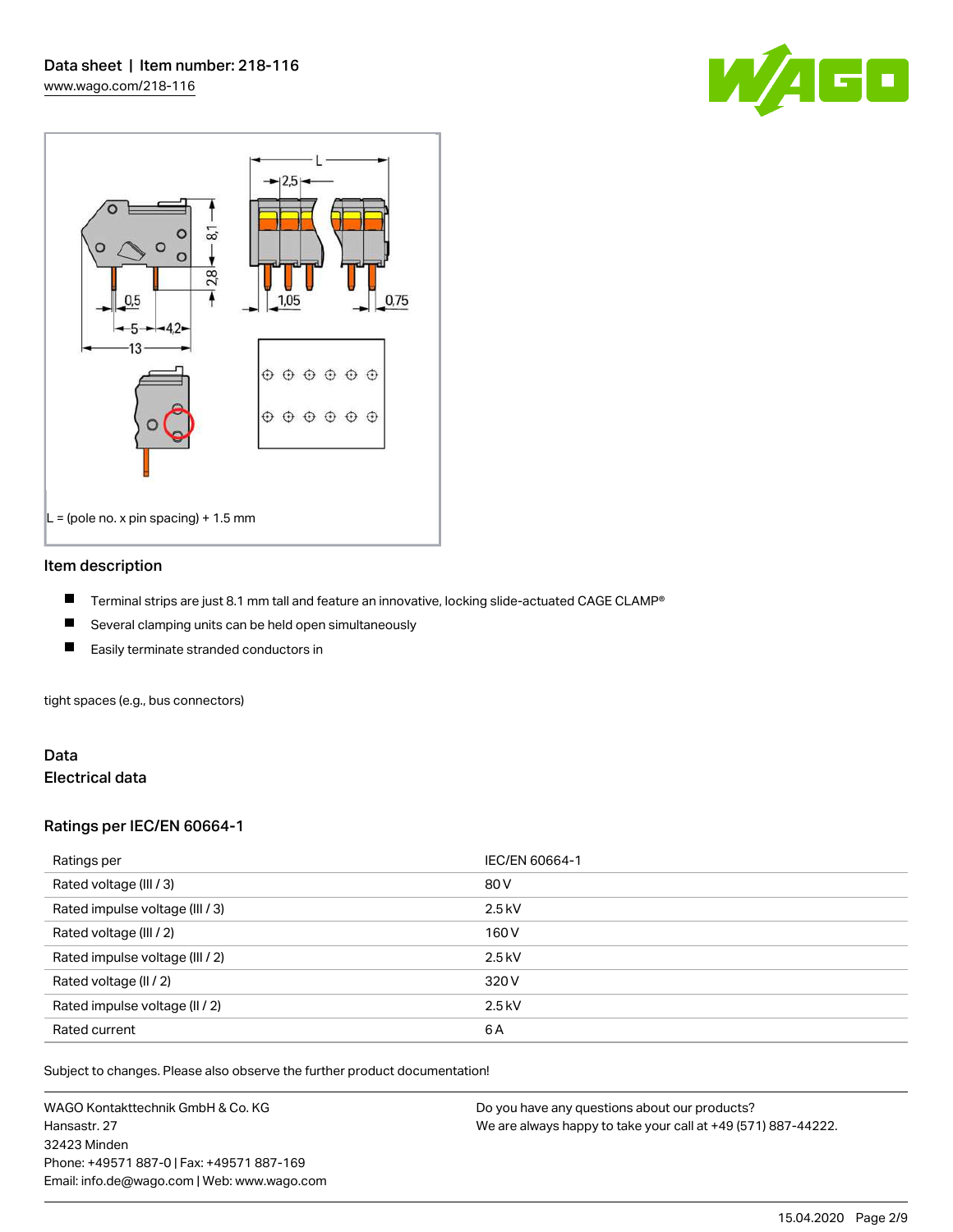L = (pole no. x pin spacing) + 1.5 mm

## Item description

- Terminal strips are just 8.1 mm tall and feature an innovative, locking slide-actuated CAGE CLAMP®
- Several clamping units can be held open simultaneously
- Easily terminate stranded conductors in

tight spaces (e.g., bus connectors)

## Data

### Electrical data

### Ratings per IEC/EN 60664-1

| Ratings per | IEC/EN 60664-1 |
| --- | --- |
| Rated voltage (III / 3) | 80 V |
| Rated impulse voltage (III / 3) | 2.5 kV |
| Rated voltage (III / 2) | 160 V |
| Rated impulse voltage (III / 2) | 2.5 kV |
| Rated voltage (II / 2) | 320 V |
| Rated impulse voltage (II / 2) | 2.5 kV |
| Rated current | 6 A |

Subject to changes. Please also observe the further product documentation!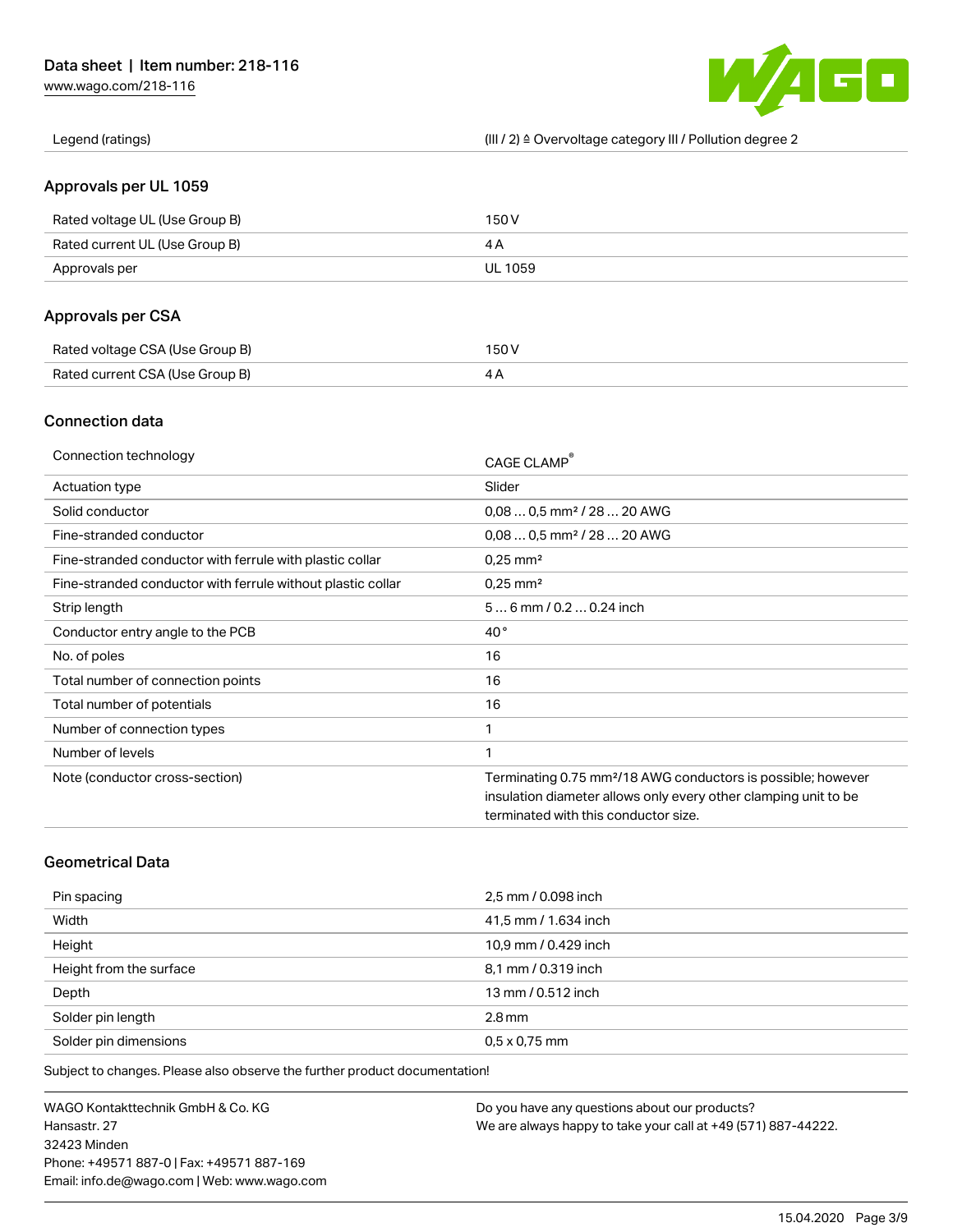| Legend (ratings) | (III / 2) ≙ Overvoltage category III / Pollution degree 2 |
| --- | --- |

## Approvals per UL 1059

| Rated voltage UL (Use Group B) | 150 V |
| --- | --- |
| Rated current UL (Use Group B) | 4 A |
| Approvals per | UL 1059 |

## Approvals per CSA

| Rated voltage CSA (Use Group B) | 150 V |
| --- | --- |
| Rated current CSA (Use Group B) | 4 A |

## Connection data

| Connection technology | CAGE CLAMP® |
| --- | --- |
| Actuation type | Slider |
| Solid conductor | 0,08 … 0,5 mm² / 28 … 20 AWG |
| Fine-stranded conductor | 0,08 … 0,5 mm² / 28 … 20 AWG |
| Fine-stranded conductor with ferrule with plastic collar | 0,25 mm² |
| Fine-stranded conductor with ferrule without plastic collar | 0,25 mm² |
| Strip length | 5 … 6 mm / 0.2 … 0.24 inch |
| Conductor entry angle to the PCB | 40 ° |
| No. of poles | 16 |
| Total number of connection points | 16 |
| Total number of potentials | 16 |
| Number of connection types | 1 |
| Number of levels | 1 |
| Note (conductor cross-section) | Terminating 0.75 mm²/18 AWG conductors is possible; however insulation diameter allows only every other clamping unit to be terminated with this conductor size. |

## Geometrical Data

| Pin spacing | 2,5 mm / 0.098 inch |
| --- | --- |
| Width | 41,5 mm / 1.634 inch |
| Height | 10,9 mm / 0.429 inch |
| Height from the surface | 8,1 mm / 0.319 inch |
| Depth | 13 mm / 0.512 inch |
| Solder pin length | 2.8 mm |
| Solder pin dimensions | 0,5 x 0,75 mm |

Subject to changes. Please also observe the further product documentation!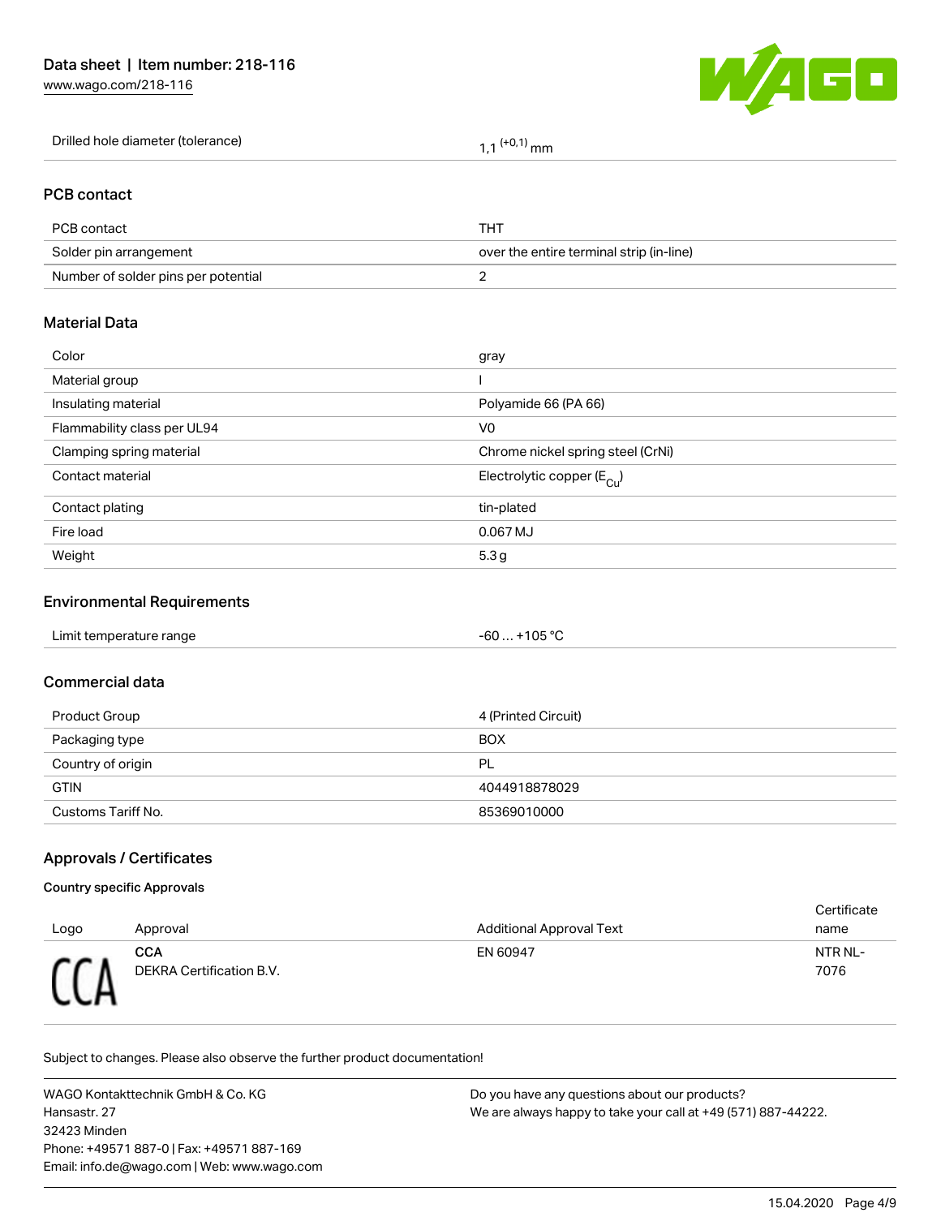| Drilled hole diameter (tolerance) | 1,1 $^{(+0,1)}$ mm |
|---|---|

## PCB contact

| PCB contact | THT |
|---|---|
| Solder pin arrangement | over the entire terminal strip (in-line) |
| Number of solder pins per potential | 2 |

## Material Data

| Color | gray |
|---|---|
| Material group | I |
| Insulating material | Polyamide 66 (PA 66) |
| Flammability class per UL94 | V0 |
| Clamping spring material | Chrome nickel spring steel (CrNi) |
| Contact material | Electrolytic copper ($E_{Cu}$) |
| Contact plating | tin-plated |
| Fire load | 0.067 MJ |
| Weight | 5.3 g |

## Environmental Requirements

| Limit temperature range | -60 … +105 °C |
|---|---|

## Commercial data

| Product Group | 4 (Printed Circuit) |
|---|---|
| Packaging type | BOX |
| Country of origin | PL |
| GTIN | 4044918878029 |
| Customs Tariff No. | 85369010000 |

## Approvals / Certificates

### Country specific Approvals

| Logo | Approval | Additional Approval Text | Certificate name |
|---|---|---|---|
| CCA | **CCA** DEKRA Certification B.V. | EN 60947 | NTR NL-7076 |

Subject to changes. Please also observe the further product documentation!

WAGO Kontakttechnik GmbH & Co. KG
Hansastr. 27
32423 Minden
Phone: +49571 887-0 | Fax: +49571 887-169
Email: info.de@wago.com | Web: www.wago.com

Do you have any questions about our products?
We are always happy to take your call at +49 (571) 887-44222.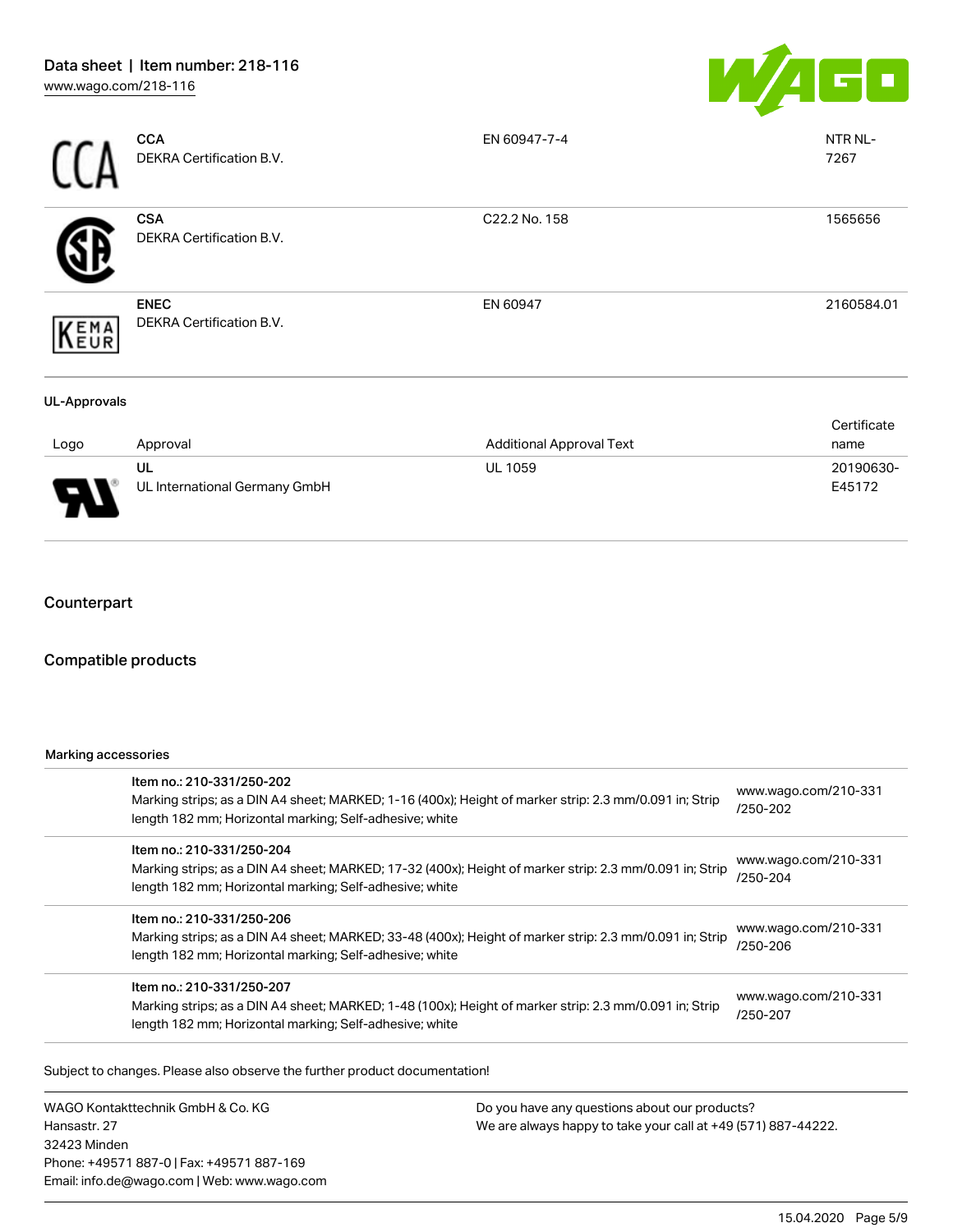| | | | |
|---|---|---|---|
| | **CCA**<br>DEKRA Certification B.V. | EN 60947-7-4 | NTR NL-7267 |
| | **CSA**<br>DEKRA Certification B.V. | C22.2 No. 158 | 1565656 |
| | **ENEC**<br>DEKRA Certification B.V. | EN 60947 | 2160584.01 |

**UL-Approvals**

| Logo | Approval | Additional Approval Text | Certificate name |
|---|---|---|---|
| | **UL**<br>UL International Germany GmbH | UL 1059 | 20190630-E45172 |

## Counterpart

## Compatible products

**Marking accessories**

| | |
|---|---|
| **Item no.: 210-331/250-202**<br>Marking strips; as a DIN A4 sheet; MARKED; 1-16 (400x); Height of marker strip: 2.3 mm/0.091 in; Strip length 182 mm; Horizontal marking; Self-adhesive; white | www.wago.com/210-331/250-202 |
| **Item no.: 210-331/250-204**<br>Marking strips; as a DIN A4 sheet; MARKED; 17-32 (400x); Height of marker strip: 2.3 mm/0.091 in; Strip length 182 mm; Horizontal marking; Self-adhesive; white | www.wago.com/210-331/250-204 |
| **Item no.: 210-331/250-206**<br>Marking strips; as a DIN A4 sheet; MARKED; 33-48 (400x); Height of marker strip: 2.3 mm/0.091 in; Strip length 182 mm; Horizontal marking; Self-adhesive; white | www.wago.com/210-331/250-206 |
| **Item no.: 210-331/250-207**<br>Marking strips; as a DIN A4 sheet; MARKED; 1-48 (100x); Height of marker strip: 2.3 mm/0.091 in; Strip length 182 mm; Horizontal marking; Self-adhesive; white | www.wago.com/210-331/250-207 |

Subject to changes. Please also observe the further product documentation!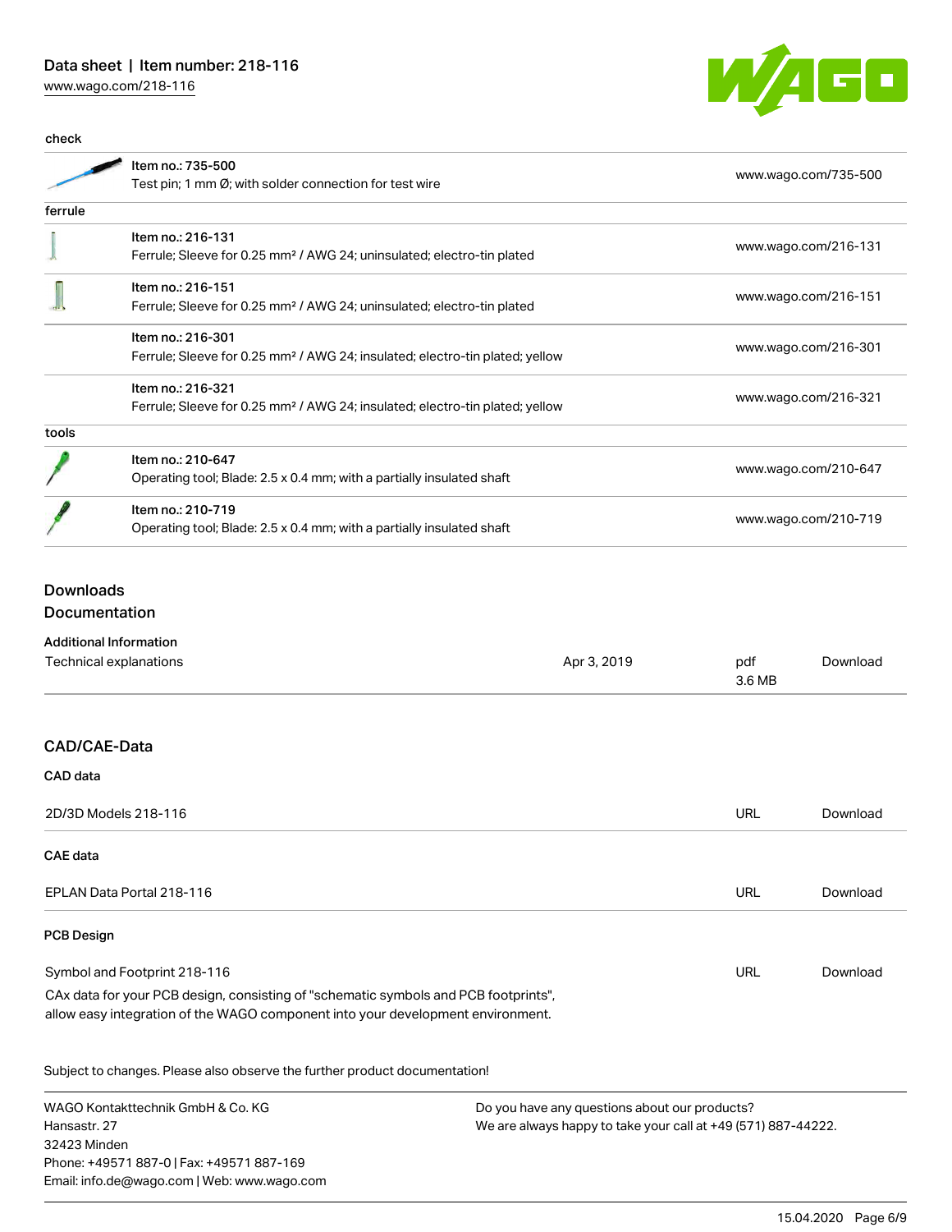check

| | | |
|---|---|---|
| | Item no.: 735-500<br>Test pin; 1 mm Ø; with solder connection for test wire | www.wago.com/735-500 |

ferrule

| | | |
|---|---|---|
| | Item no.: 216-131<br>Ferrule; Sleeve for 0.25 mm² / AWG 24; uninsulated; electro-tin plated | www.wago.com/216-131 |
| | Item no.: 216-151<br>Ferrule; Sleeve for 0.25 mm² / AWG 24; uninsulated; electro-tin plated | www.wago.com/216-151 |
| | Item no.: 216-301<br>Ferrule; Sleeve for 0.25 mm² / AWG 24; insulated; electro-tin plated; yellow | www.wago.com/216-301 |
| | Item no.: 216-321<br>Ferrule; Sleeve for 0.25 mm² / AWG 24; insulated; electro-tin plated; yellow | www.wago.com/216-321 |

tools

| | | |
|---|---|---|
| | Item no.: 210-647<br>Operating tool; Blade: 2.5 x 0.4 mm; with a partially insulated shaft | www.wago.com/210-647 |
| | Item no.: 210-719<br>Operating tool; Blade: 2.5 x 0.4 mm; with a partially insulated shaft | www.wago.com/210-719 |

## Downloads
## Documentation

### Additional Information

| | | | |
|---|---|---|---|
| Technical explanations | Apr 3, 2019 | pdf<br>3.6 MB | Download |

## CAD/CAE-Data

### CAD data

| | | |
|---|---|---|
| 2D/3D Models 218-116 | URL | Download |

### CAE data

| | | |
|---|---|---|
| EPLAN Data Portal 218-116 | URL | Download |

### PCB Design

| | | |
|---|---|---|
| Symbol and Footprint 218-116 | URL | Download |

CAx data for your PCB design, consisting of "schematic symbols and PCB footprints", allow easy integration of the WAGO component into your development environment.

Subject to changes. Please also observe the further product documentation!

WAGO Kontakttechnik GmbH & Co. KG
Hansastr. 27
32423 Minden
Phone: +49571 887-0 | Fax: +49571 887-169
Email: info.de@wago.com | Web: www.wago.com

Do you have any questions about our products?
We are always happy to take your call at +49 (571) 887-44222.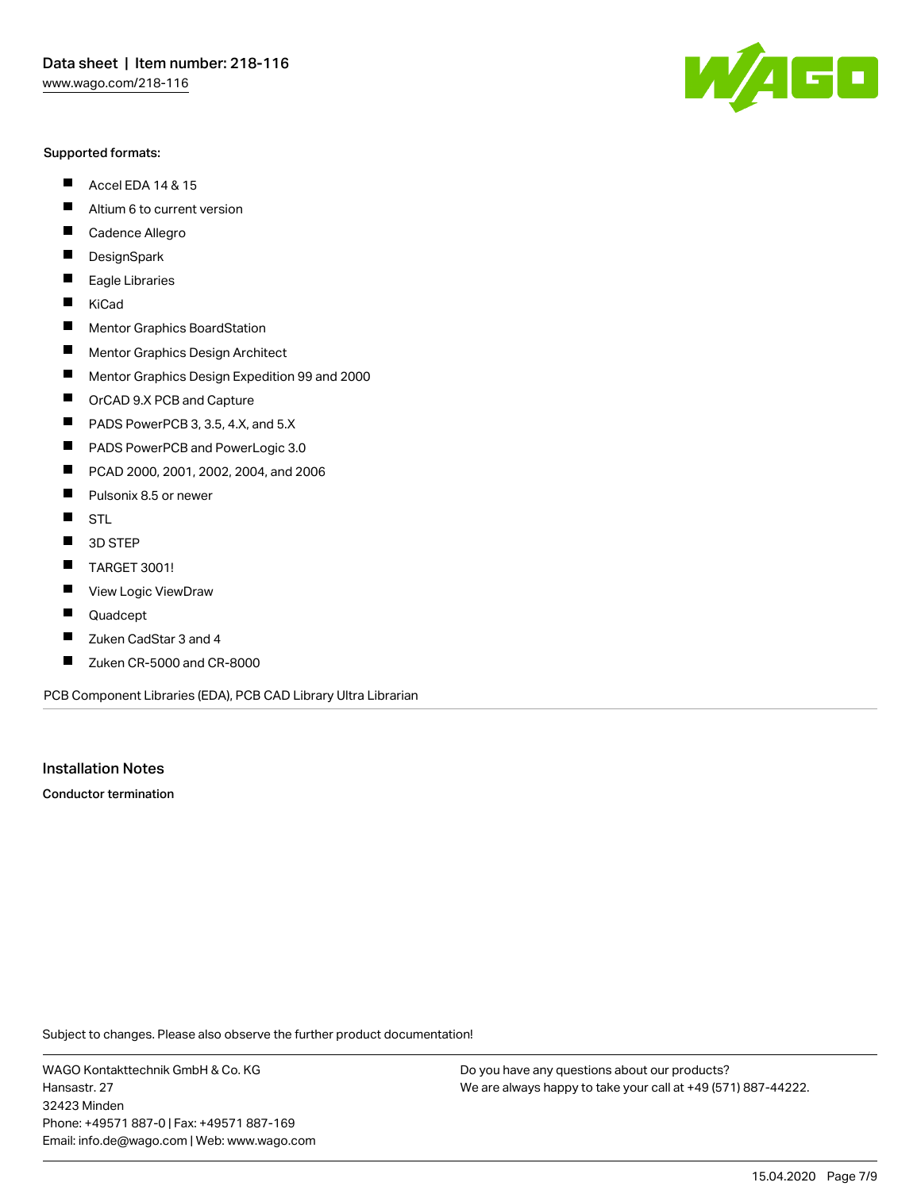Supported formats:

- Accel EDA 14 & 15
- Altium 6 to current version
- Cadence Allegro
- DesignSpark
- Eagle Libraries
- KiCad
- Mentor Graphics BoardStation
- Mentor Graphics Design Architect
- Mentor Graphics Design Expedition 99 and 2000
- OrCAD 9.X PCB and Capture
- PADS PowerPCB 3, 3.5, 4.X, and 5.X
- PADS PowerPCB and PowerLogic 3.0
- PCAD 2000, 2001, 2002, 2004, and 2006
- Pulsonix 8.5 or newer
- STL
- 3D STEP
- TARGET 3001!
- View Logic ViewDraw
- Quadcept
- Zuken CadStar 3 and 4
- Zuken CR-5000 and CR-8000

PCB Component Libraries (EDA), PCB CAD Library Ultra Librarian

## Installation Notes

**Conductor termination**

Subject to changes. Please also observe the further product documentation!

WAGO Kontakttechnik GmbH & Co. KG
Hansastr. 27
32423 Minden
Phone: +49571 887-0 | Fax: +49571 887-169
Email: info.de@wago.com | Web: www.wago.com

Do you have any questions about our products?
We are always happy to take your call at +49 (571) 887-44222.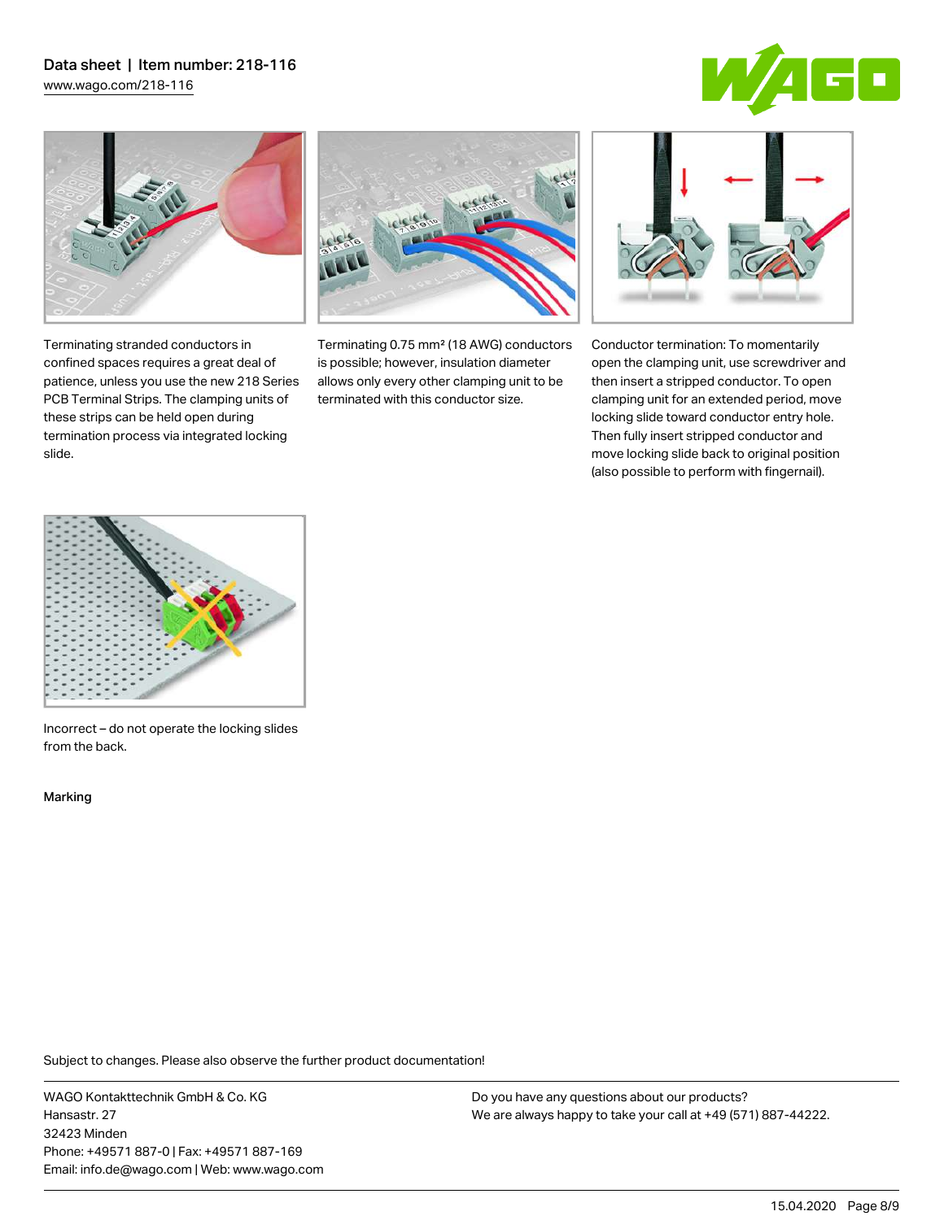Terminating stranded conductors in confined spaces requires a great deal of patience, unless you use the new 218 Series PCB Terminal Strips. The clamping units of these strips can be held open during termination process via integrated locking slide.

Terminating 0.75 mm² (18 AWG) conductors is possible; however, insulation diameter allows only every other clamping unit to be terminated with this conductor size.

Conductor termination: To momentarily open the clamping unit, use screwdriver and then insert a stripped conductor. To open clamping unit for an extended period, move locking slide toward conductor entry hole. Then fully insert stripped conductor and move locking slide back to original position (also possible to perform with fingernail).

Incorrect – do not operate the locking slides from the back.

Marking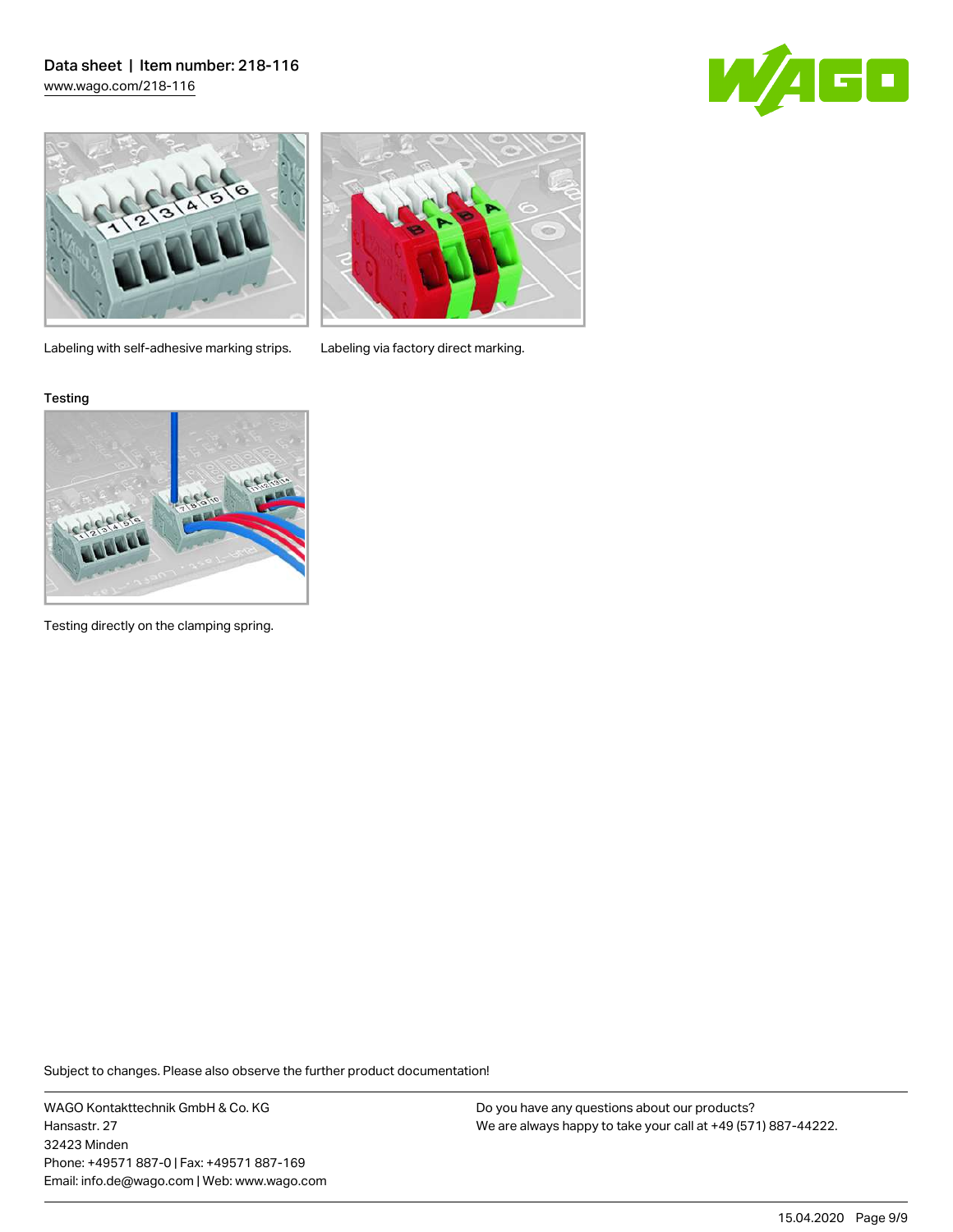Labeling with self-adhesive marking strips.

Labeling via factory direct marking.

### Testing

Testing directly on the clamping spring.

Subject to changes. Please also observe the further product documentation!

WAGO Kontakttechnik GmbH & Co. KG
Hansastr. 27
32423 Minden
Phone: +49571 887-0 | Fax: +49571 887-169
Email: info.de@wago.com | Web: www.wago.com

Do you have any questions about our products?
We are always happy to take your call at +49 (571) 887-44222.